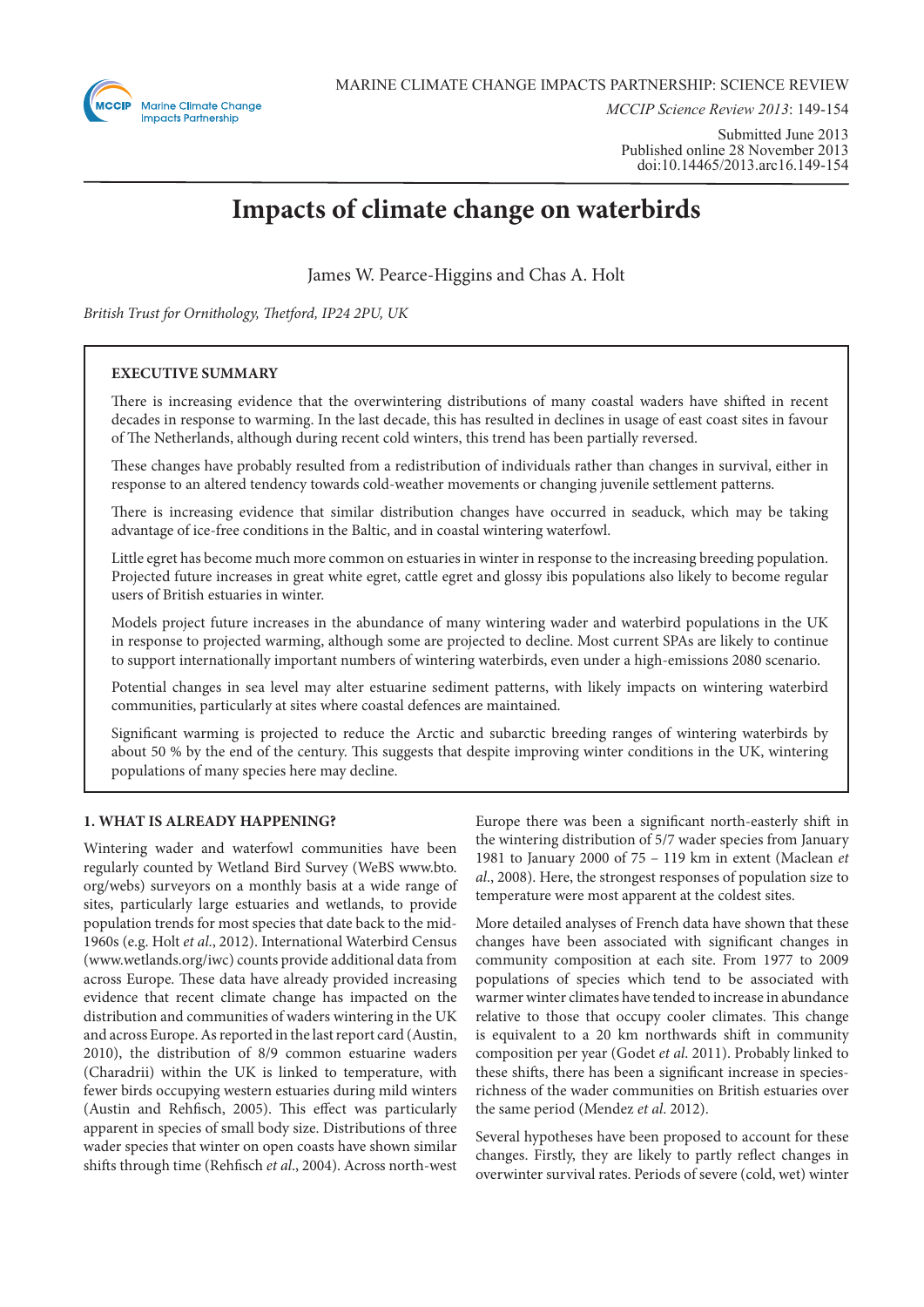MARINE CLIMATE CHANGE IMPACTS PARTNERSHIP: SCIENCE REVIEW

*MCCIP Science Review 2013*: 149-154

Submitted June 2013
Published online 28 November 2013
doi:10.14465/2013.arc16.149-154

# Impacts of climate change on waterbirds

James W. Pearce-Higgins and Chas A. Holt

*British Trust for Ornithology, Thetford, IP24 2PU, UK*

**EXECUTIVE SUMMARY**

There is increasing evidence that the overwintering distributions of many coastal waders have shifted in recent decades in response to warming. In the last decade, this has resulted in declines in usage of east coast sites in favour of The Netherlands, although during recent cold winters, this trend has been partially reversed.

These changes have probably resulted from a redistribution of individuals rather than changes in survival, either in response to an altered tendency towards cold-weather movements or changing juvenile settlement patterns.

There is increasing evidence that similar distribution changes have occurred in seaduck, which may be taking advantage of ice-free conditions in the Baltic, and in coastal wintering waterfowl.

Little egret has become much more common on estuaries in winter in response to the increasing breeding population. Projected future increases in great white egret, cattle egret and glossy ibis populations also likely to become regular users of British estuaries in winter.

Models project future increases in the abundance of many wintering wader and waterbird populations in the UK in response to projected warming, although some are projected to decline. Most current SPAs are likely to continue to support internationally important numbers of wintering waterbirds, even under a high-emissions 2080 scenario.

Potential changes in sea level may alter estuarine sediment patterns, with likely impacts on wintering waterbird communities, particularly at sites where coastal defences are maintained.

Significant warming is projected to reduce the Arctic and subarctic breeding ranges of wintering waterbirds by about 50 % by the end of the century. This suggests that despite improving winter conditions in the UK, wintering populations of many species here may decline.

## 1. WHAT IS ALREADY HAPPENING?

Wintering wader and waterfowl communities have been regularly counted by Wetland Bird Survey (WeBS www.bto.org/webs) surveyors on a monthly basis at a wide range of sites, particularly large estuaries and wetlands, to provide population trends for most species that date back to the mid-1960s (e.g. Holt *et al*., 2012). International Waterbird Census (www.wetlands.org/iwc) counts provide additional data from across Europe. These data have already provided increasing evidence that recent climate change has impacted on the distribution and communities of waders wintering in the UK and across Europe. As reported in the last report card (Austin, 2010), the distribution of 8/9 common estuarine waders (Charadrii) within the UK is linked to temperature, with fewer birds occupying western estuaries during mild winters (Austin and Rehfisch, 2005). This effect was particularly apparent in species of small body size. Distributions of three wader species that winter on open coasts have shown similar shifts through time (Rehfisch *et al*., 2004). Across north-west Europe there was been a significant north-easterly shift in the wintering distribution of 5/7 wader species from January 1981 to January 2000 of 75 – 119 km in extent (Maclean *et al*., 2008). Here, the strongest responses of population size to temperature were most apparent at the coldest sites.

More detailed analyses of French data have shown that these changes have been associated with significant changes in community composition at each site. From 1977 to 2009 populations of species which tend to be associated with warmer winter climates have tended to increase in abundance relative to those that occupy cooler climates. This change is equivalent to a 20 km northwards shift in community composition per year (Godet *et al.* 2011). Probably linked to these shifts, there has been a significant increase in species-richness of the wader communities on British estuaries over the same period (Mendez *et al*. 2012).

Several hypotheses have been proposed to account for these changes. Firstly, they are likely to partly reflect changes in overwinter survival rates. Periods of severe (cold, wet) winter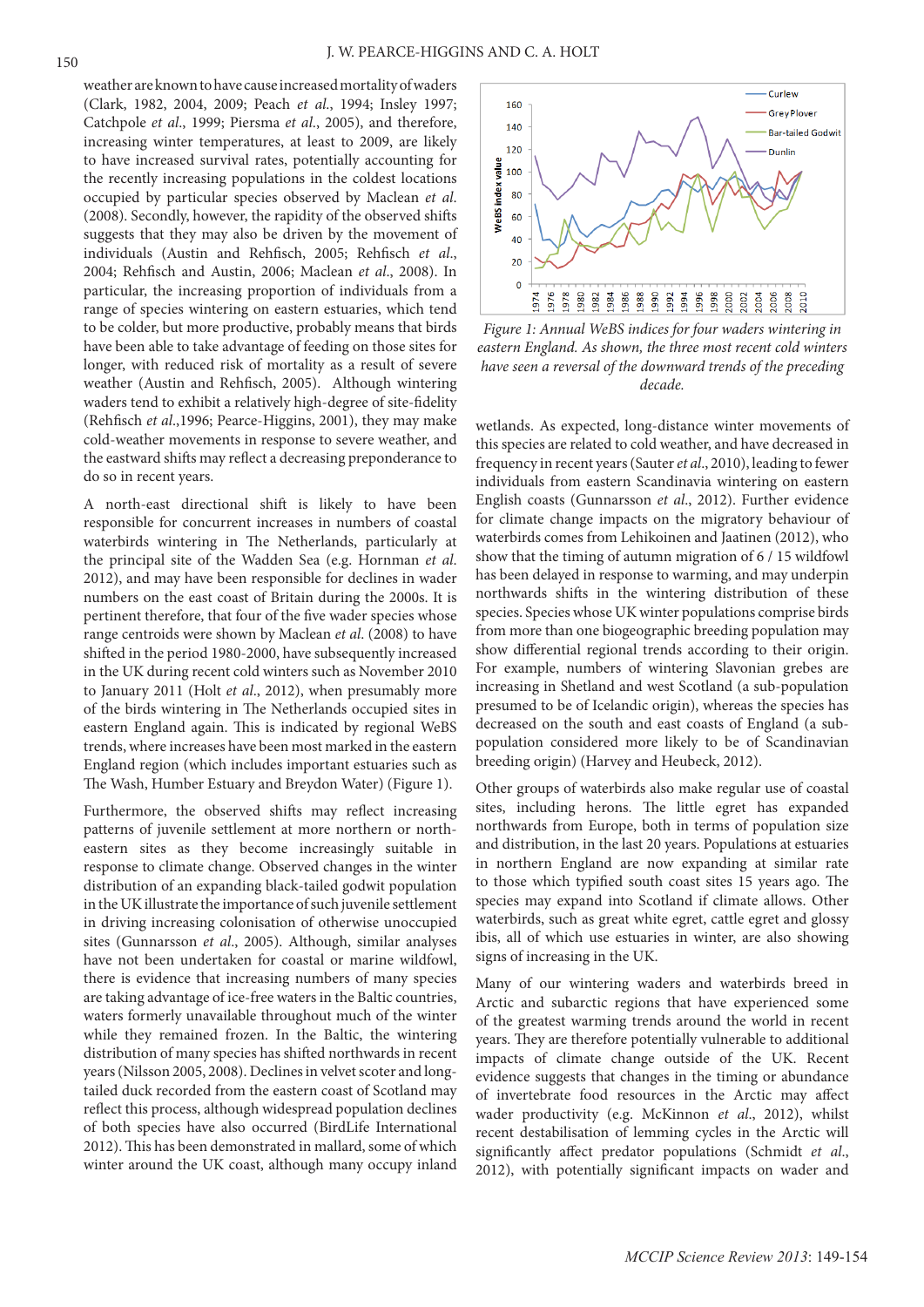weather are known to have cause increased mortality of waders (Clark, 1982, 2004, 2009; Peach *et al.*, 1994; Insley 1997; Catchpole *et al.*, 1999; Piersma *et al.*, 2005), and therefore, increasing winter temperatures, at least to 2009, are likely to have increased survival rates, potentially accounting for the recently increasing populations in the coldest locations occupied by particular species observed by Maclean *et al.* (2008). Secondly, however, the rapidity of the observed shifts suggests that they may also be driven by the movement of individuals (Austin and Rehfisch, 2005; Rehfisch *et al.*, 2004; Rehfisch and Austin, 2006; Maclean *et al.*, 2008). In particular, the increasing proportion of individuals from a range of species wintering on eastern estuaries, which tend to be colder, but more productive, probably means that birds have been able to take advantage of feeding on those sites for longer, with reduced risk of mortality as a result of severe weather (Austin and Rehfisch, 2005). Although wintering waders tend to exhibit a relatively high-degree of site-fidelity (Rehfisch *et al.*,1996; Pearce-Higgins, 2001), they may make cold-weather movements in response to severe weather, and the eastward shifts may reflect a decreasing preponderance to do so in recent years.

A north-east directional shift is likely to have been responsible for concurrent increases in numbers of coastal waterbirds wintering in The Netherlands, particularly at the principal site of the Wadden Sea (e.g. Hornman *et al.* 2012), and may have been responsible for declines in wader numbers on the east coast of Britain during the 2000s. It is pertinent therefore, that four of the five wader species whose range centroids were shown by Maclean *et al.* (2008) to have shifted in the period 1980-2000, have subsequently increased in the UK during recent cold winters such as November 2010 to January 2011 (Holt *et al.*, 2012), when presumably more of the birds wintering in The Netherlands occupied sites in eastern England again. This is indicated by regional WeBS trends, where increases have been most marked in the eastern England region (which includes important estuaries such as The Wash, Humber Estuary and Breydon Water) (Figure 1).

Furthermore, the observed shifts may reflect increasing patterns of juvenile settlement at more northern or north-eastern sites as they become increasingly suitable in response to climate change. Observed changes in the winter distribution of an expanding black-tailed godwit population in the UK illustrate the importance of such juvenile settlement in driving increasing colonisation of otherwise unoccupied sites (Gunnarsson *et al.*, 2005). Although, similar analyses have not been undertaken for coastal or marine wildfowl, there is evidence that increasing numbers of many species are taking advantage of ice-free waters in the Baltic countries, waters formerly unavailable throughout much of the winter while they remained frozen. In the Baltic, the wintering distribution of many species has shifted northwards in recent years (Nilsson 2005, 2008). Declines in velvet scoter and long-tailed duck recorded from the eastern coast of Scotland may reflect this process, although widespread population declines of both species have also occurred (BirdLife International 2012). This has been demonstrated in mallard, some of which winter around the UK coast, although many occupy inland

*Figure 1: Annual WeBS indices for four waders wintering in eastern England. As shown, the three most recent cold winters have seen a reversal of the downward trends of the preceding decade.*

wetlands. As expected, long-distance winter movements of this species are related to cold weather, and have decreased in frequency in recent years (Sauter *et al.*, 2010), leading to fewer individuals from eastern Scandinavia wintering on eastern English coasts (Gunnarsson *et al.*, 2012). Further evidence for climate change impacts on the migratory behaviour of waterbirds comes from Lehikoinen and Jaatinen (2012), who show that the timing of autumn migration of 6 / 15 wildfowl has been delayed in response to warming, and may underpin northwards shifts in the wintering distribution of these species. Species whose UK winter populations comprise birds from more than one biogeographic breeding population may show differential regional trends according to their origin. For example, numbers of wintering Slavonian grebes are increasing in Shetland and west Scotland (a sub-population presumed to be of Icelandic origin), whereas the species has decreased on the south and east coasts of England (a sub-population considered more likely to be of Scandinavian breeding origin) (Harvey and Heubeck, 2012).

Other groups of waterbirds also make regular use of coastal sites, including herons. The little egret has expanded northwards from Europe, both in terms of population size and distribution, in the last 20 years. Populations at estuaries in northern England are now expanding at similar rate to those which typified south coast sites 15 years ago. The species may expand into Scotland if climate allows. Other waterbirds, such as great white egret, cattle egret and glossy ibis, all of which use estuaries in winter, are also showing signs of increasing in the UK.

Many of our wintering waders and waterbirds breed in Arctic and subarctic regions that have experienced some of the greatest warming trends around the world in recent years. They are therefore potentially vulnerable to additional impacts of climate change outside of the UK. Recent evidence suggests that changes in the timing or abundance of invertebrate food resources in the Arctic may affect wader productivity (e.g. McKinnon *et al.*, 2012), whilst recent destabilisation of lemming cycles in the Arctic will significantly affect predator populations (Schmidt *et al.*, 2012), with potentially significant impacts on wader and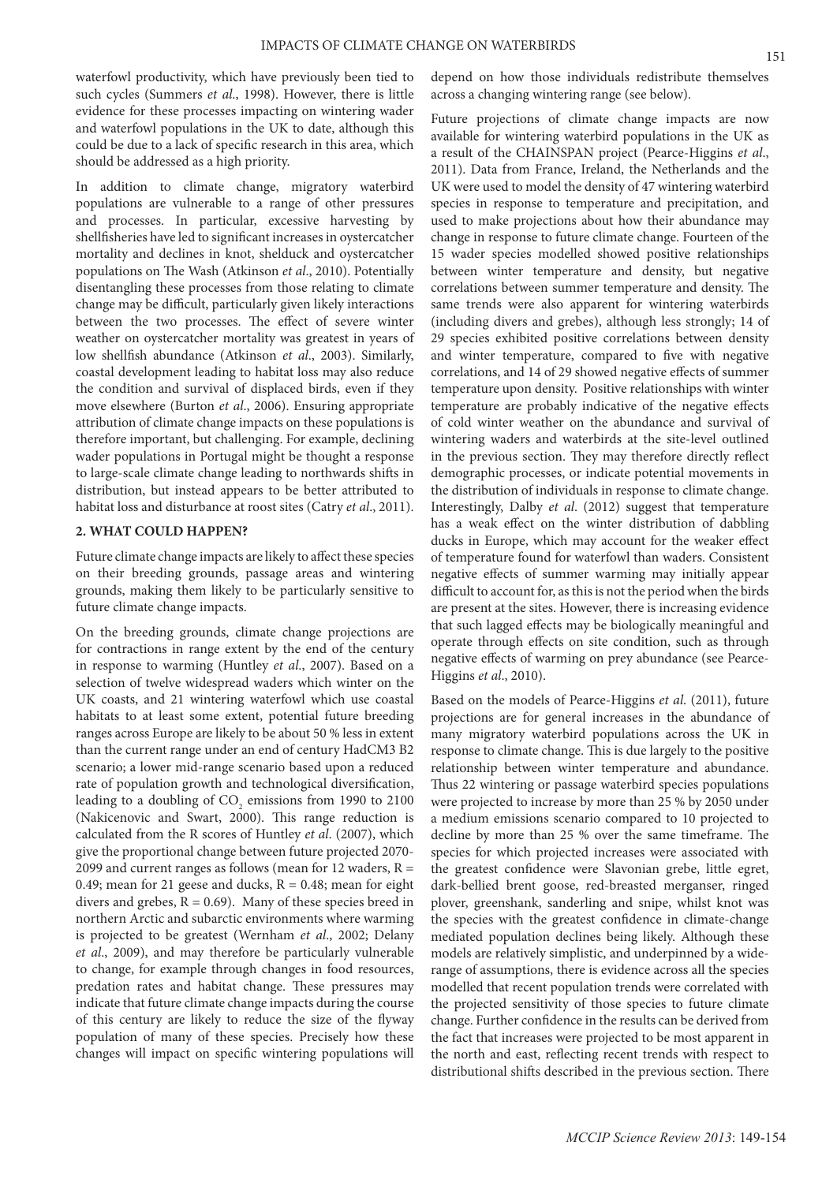waterfowl productivity, which have previously been tied to such cycles (Summers *et al.*, 1998). However, there is little evidence for these processes impacting on wintering wader and waterfowl populations in the UK to date, although this could be due to a lack of specific research in this area, which should be addressed as a high priority.

In addition to climate change, migratory waterbird populations are vulnerable to a range of other pressures and processes. In particular, excessive harvesting by shellfisheries have led to significant increases in oystercatcher mortality and declines in knot, shelduck and oystercatcher populations on The Wash (Atkinson *et al.*, 2010). Potentially disentangling these processes from those relating to climate change may be difficult, particularly given likely interactions between the two processes. The effect of severe winter weather on oystercatcher mortality was greatest in years of low shellfish abundance (Atkinson *et al.*, 2003). Similarly, coastal development leading to habitat loss may also reduce the condition and survival of displaced birds, even if they move elsewhere (Burton *et al.*, 2006). Ensuring appropriate attribution of climate change impacts on these populations is therefore important, but challenging. For example, declining wader populations in Portugal might be thought a response to large-scale climate change leading to northwards shifts in distribution, but instead appears to be better attributed to habitat loss and disturbance at roost sites (Catry *et al.*, 2011).

## 2. WHAT COULD HAPPEN?

Future climate change impacts are likely to affect these species on their breeding grounds, passage areas and wintering grounds, making them likely to be particularly sensitive to future climate change impacts.

On the breeding grounds, climate change projections are for contractions in range extent by the end of the century in response to warming (Huntley *et al.*, 2007). Based on a selection of twelve widespread waders which winter on the UK coasts, and 21 wintering waterfowl which use coastal habitats to at least some extent, potential future breeding ranges across Europe are likely to be about 50 % less in extent than the current range under an end of century HadCM3 B2 scenario; a lower mid-range scenario based upon a reduced rate of population growth and technological diversification, leading to a doubling of $CO_2$ emissions from 1990 to 2100 (Nakicenovic and Swart, 2000). This range reduction is calculated from the R scores of Huntley *et al.* (2007), which give the proportional change between future projected 2070-2099 and current ranges as follows (mean for 12 waders, $R = 0.49$; mean for 21 geese and ducks, $R = 0.48$; mean for eight divers and grebes, $R = 0.69$). Many of these species breed in northern Arctic and subarctic environments where warming is projected to be greatest (Wernham *et al.*, 2002; Delany *et al.*, 2009), and may therefore be particularly vulnerable to change, for example through changes in food resources, predation rates and habitat change. These pressures may indicate that future climate change impacts during the course of this century are likely to reduce the size of the flyway population of many of these species. Precisely how these changes will impact on specific wintering populations will depend on how those individuals redistribute themselves across a changing wintering range (see below).

Future projections of climate change impacts are now available for wintering waterbird populations in the UK as a result of the CHAINSPAN project (Pearce-Higgins *et al.*, 2011). Data from France, Ireland, the Netherlands and the UK were used to model the density of 47 wintering waterbird species in response to temperature and precipitation, and used to make projections about how their abundance may change in response to future climate change. Fourteen of the 15 wader species modelled showed positive relationships between winter temperature and density, but negative correlations between summer temperature and density. The same trends were also apparent for wintering waterbirds (including divers and grebes), although less strongly; 14 of 29 species exhibited positive correlations between density and winter temperature, compared to five with negative correlations, and 14 of 29 showed negative effects of summer temperature upon density. Positive relationships with winter temperature are probably indicative of the negative effects of cold winter weather on the abundance and survival of wintering waders and waterbirds at the site-level outlined in the previous section. They may therefore directly reflect demographic processes, or indicate potential movements in the distribution of individuals in response to climate change. Interestingly, Dalby *et al.* (2012) suggest that temperature has a weak effect on the winter distribution of dabbling ducks in Europe, which may account for the weaker effect of temperature found for waterfowl than waders. Consistent negative effects of summer warming may initially appear difficult to account for, as this is not the period when the birds are present at the sites. However, there is increasing evidence that such lagged effects may be biologically meaningful and operate through effects on site condition, such as through negative effects of warming on prey abundance (see Pearce-Higgins *et al.*, 2010).

Based on the models of Pearce-Higgins *et al.* (2011), future projections are for general increases in the abundance of many migratory waterbird populations across the UK in response to climate change. This is due largely to the positive relationship between winter temperature and abundance. Thus 22 wintering or passage waterbird species populations were projected to increase by more than 25 % by 2050 under a medium emissions scenario compared to 10 projected to decline by more than 25 % over the same timeframe. The species for which projected increases were associated with the greatest confidence were Slavonian grebe, little egret, dark-bellied brent goose, red-breasted merganser, ringed plover, greenshank, sanderling and snipe, whilst knot was the species with the greatest confidence in climate-change mediated population declines being likely. Although these models are relatively simplistic, and underpinned by a wide-range of assumptions, there is evidence across all the species modelled that recent population trends were correlated with the projected sensitivity of those species to future climate change. Further confidence in the results can be derived from the fact that increases were projected to be most apparent in the north and east, reflecting recent trends with respect to distributional shifts described in the previous section. There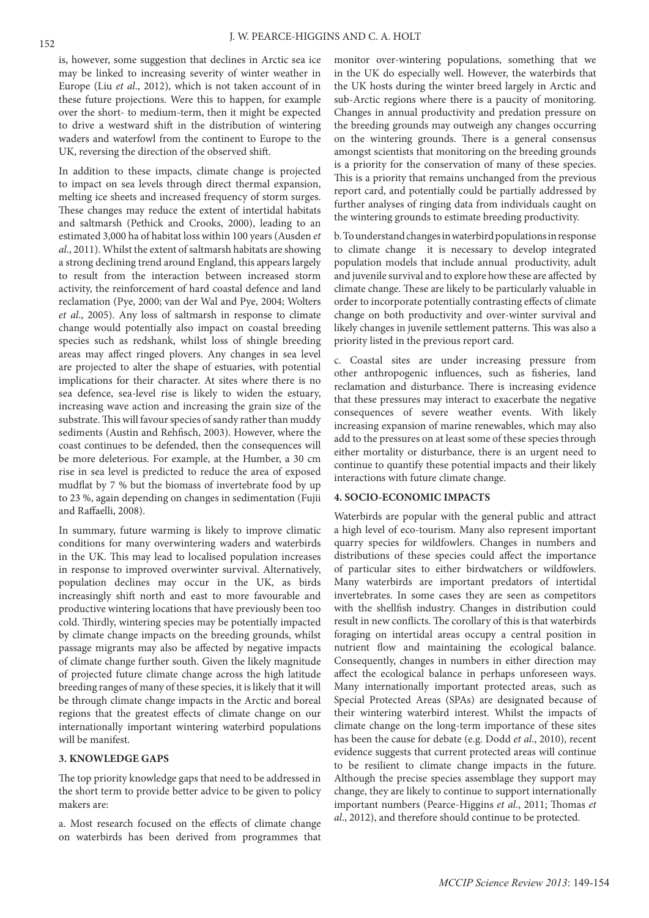is, however, some suggestion that declines in Arctic sea ice may be linked to increasing severity of winter weather in Europe (Liu *et al*., 2012), which is not taken account of in these future projections. Were this to happen, for example over the short- to medium-term, then it might be expected to drive a westward shift in the distribution of wintering waders and waterfowl from the continent to Europe to the UK, reversing the direction of the observed shift.

In addition to these impacts, climate change is projected to impact on sea levels through direct thermal expansion, melting ice sheets and increased frequency of storm surges. These changes may reduce the extent of intertidal habitats and saltmarsh (Pethick and Crooks, 2000), leading to an estimated 3,000 ha of habitat loss within 100 years (Ausden *et al*., 2011). Whilst the extent of saltmarsh habitats are showing a strong declining trend around England, this appears largely to result from the interaction between increased storm activity, the reinforcement of hard coastal defence and land reclamation (Pye, 2000; van der Wal and Pye, 2004; Wolters *et al*., 2005). Any loss of saltmarsh in response to climate change would potentially also impact on coastal breeding species such as redshank, whilst loss of shingle breeding areas may affect ringed plovers. Any changes in sea level are projected to alter the shape of estuaries, with potential implications for their character. At sites where there is no sea defence, sea-level rise is likely to widen the estuary, increasing wave action and increasing the grain size of the substrate. This will favour species of sandy rather than muddy sediments (Austin and Rehfisch, 2003). However, where the coast continues to be defended, then the consequences will be more deleterious. For example, at the Humber, a 30 cm rise in sea level is predicted to reduce the area of exposed mudflat by 7 % but the biomass of invertebrate food by up to 23 %, again depending on changes in sedimentation (Fujii and Raffaelli, 2008).

In summary, future warming is likely to improve climatic conditions for many overwintering waders and waterbirds in the UK. This may lead to localised population increases in response to improved overwinter survival. Alternatively, population declines may occur in the UK, as birds increasingly shift north and east to more favourable and productive wintering locations that have previously been too cold. Thirdly, wintering species may be potentially impacted by climate change impacts on the breeding grounds, whilst passage migrants may also be affected by negative impacts of climate change further south. Given the likely magnitude of projected future climate change across the high latitude breeding ranges of many of these species, it is likely that it will be through climate change impacts in the Arctic and boreal regions that the greatest effects of climate change on our internationally important wintering waterbird populations will be manifest.

## 3. KNOWLEDGE GAPS

The top priority knowledge gaps that need to be addressed in the short term to provide better advice to be given to policy makers are:

a. Most research focused on the effects of climate change on waterbirds has been derived from programmes that monitor over-wintering populations, something that we in the UK do especially well. However, the waterbirds that the UK hosts during the winter breed largely in Arctic and sub-Arctic regions where there is a paucity of monitoring. Changes in annual productivity and predation pressure on the breeding grounds may outweigh any changes occurring on the wintering grounds. There is a general consensus amongst scientists that monitoring on the breeding grounds is a priority for the conservation of many of these species. This is a priority that remains unchanged from the previous report card, and potentially could be partially addressed by further analyses of ringing data from individuals caught on the wintering grounds to estimate breeding productivity.

b. To understand changes in waterbird populations in response to climate change it is necessary to develop integrated population models that include annual productivity, adult and juvenile survival and to explore how these are affected by climate change. These are likely to be particularly valuable in order to incorporate potentially contrasting effects of climate change on both productivity and over-winter survival and likely changes in juvenile settlement patterns. This was also a priority listed in the previous report card.

c. Coastal sites are under increasing pressure from other anthropogenic influences, such as fisheries, land reclamation and disturbance. There is increasing evidence that these pressures may interact to exacerbate the negative consequences of severe weather events. With likely increasing expansion of marine renewables, which may also add to the pressures on at least some of these species through either mortality or disturbance, there is an urgent need to continue to quantify these potential impacts and their likely interactions with future climate change.

## 4. SOCIO-ECONOMIC IMPACTS

Waterbirds are popular with the general public and attract a high level of eco-tourism. Many also represent important quarry species for wildfowlers. Changes in numbers and distributions of these species could affect the importance of particular sites to either birdwatchers or wildfowlers. Many waterbirds are important predators of intertidal invertebrates. In some cases they are seen as competitors with the shellfish industry. Changes in distribution could result in new conflicts. The corollary of this is that waterbirds foraging on intertidal areas occupy a central position in nutrient flow and maintaining the ecological balance. Consequently, changes in numbers in either direction may affect the ecological balance in perhaps unforeseen ways. Many internationally important protected areas, such as Special Protected Areas (SPAs) are designated because of their wintering waterbird interest. Whilst the impacts of climate change on the long-term importance of these sites has been the cause for debate (e.g. Dodd *et al*., 2010), recent evidence suggests that current protected areas will continue to be resilient to climate change impacts in the future. Although the precise species assemblage they support may change, they are likely to continue to support internationally important numbers (Pearce-Higgins *et al*., 2011; Thomas *et al*., 2012), and therefore should continue to be protected.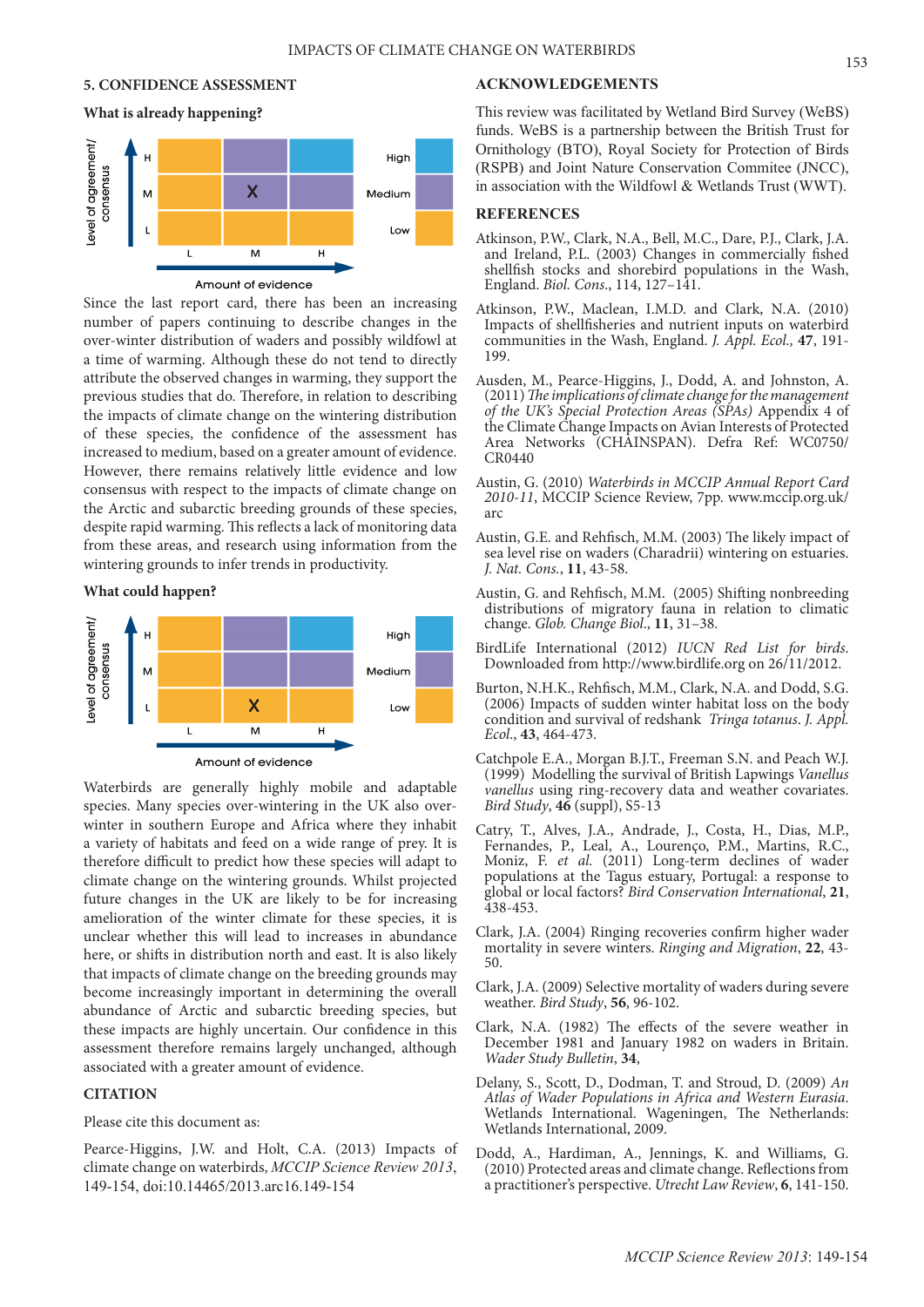## 5. CONFIDENCE ASSESSMENT

### What is already happening?

Since the last report card, there has been an increasing number of papers continuing to describe changes in the over-winter distribution of waders and possibly wildfowl at a time of warming. Although these do not tend to directly attribute the observed changes in warming, they support the previous studies that do. Therefore, in relation to describing the impacts of climate change on the wintering distribution of these species, the confidence of the assessment has increased to medium, based on a greater amount of evidence. However, there remains relatively little evidence and low consensus with respect to the impacts of climate change on the Arctic and subarctic breeding grounds of these species, despite rapid warming. This reflects a lack of monitoring data from these areas, and research using information from the wintering grounds to infer trends in productivity.

### What could happen?

Waterbirds are generally highly mobile and adaptable species. Many species over-wintering in the UK also over-winter in southern Europe and Africa where they inhabit a variety of habitats and feed on a wide range of prey. It is therefore difficult to predict how these species will adapt to climate change on the wintering grounds. Whilst projected future changes in the UK are likely to be for increasing amelioration of the winter climate for these species, it is unclear whether this will lead to increases in abundance here, or shifts in distribution north and east. It is also likely that impacts of climate change on the breeding grounds may become increasingly important in determining the overall abundance of Arctic and subarctic breeding species, but these impacts are highly uncertain. Our confidence in this assessment therefore remains largely unchanged, although associated with a greater amount of evidence.

## CITATION

Please cite this document as:

Pearce-Higgins, J.W. and Holt, C.A. (2013) Impacts of climate change on waterbirds, *MCCIP Science Review 2013*, 149-154, doi:10.14465/2013.arc16.149-154

## ACKNOWLEDGEMENTS

This review was facilitated by Wetland Bird Survey (WeBS) funds. WeBS is a partnership between the British Trust for Ornithology (BTO), Royal Society for Protection of Birds (RSPB) and Joint Nature Conservation Commitee (JNCC), in association with the Wildfowl & Wetlands Trust (WWT).

## REFERENCES

Atkinson, P.W., Clark, N.A., Bell, M.C., Dare, P.J., Clark, J.A. and Ireland, P.L. (2003) Changes in commercially fished shellfish stocks and shorebird populations in the Wash, England. *Biol. Cons*., 114, 127–141.

Atkinson, P.W., Maclean, I.M.D. and Clark, N.A. (2010) Impacts of shellfisheries and nutrient inputs on waterbird communities in the Wash, England. *J. Appl. Ecol.,* **47**, 191-199.

Ausden, M., Pearce-Higgins, J., Dodd, A. and Johnston, A. (2011) *The implications of climate change for the management of the UK's Special Protection Areas (SPAs)* Appendix 4 of the Climate Change Impacts on Avian Interests of Protected Area Networks (CHAINSPAN). Defra Ref: WC0750/CR0440

Austin, G. (2010) *Waterbirds in MCCIP Annual Report Card 2010-11*, MCCIP Science Review, 7pp. www.mccip.org.uk/arc

Austin, G.E. and Rehfisch, M.M. (2003) The likely impact of sea level rise on waders (Charadrii) wintering on estuaries. *J. Nat. Cons*., **11**, 43-58.

Austin, G. and Rehfisch, M.M. (2005) Shifting nonbreeding distributions of migratory fauna in relation to climatic change. *Glob. Change Biol*., **11**, 31–38.

BirdLife International (2012) *IUCN Red List for birds*. Downloaded from http://www.birdlife.org on 26/11/2012.

Burton, N.H.K., Rehfisch, M.M., Clark, N.A. and Dodd, S.G. (2006) Impacts of sudden winter habitat loss on the body condition and survival of redshank *Tringa totanus*. *J. Appl. Ecol*., **43**, 464-473.

Catchpole E.A., Morgan B.J.T., Freeman S.N. and Peach W.J. (1999) Modelling the survival of British Lapwings *Vanellus vanellus* using ring-recovery data and weather covariates. *Bird Study*, **46** (suppl), S5-13

Catry, T., Alves, J.A., Andrade, J., Costa, H., Dias, M.P., Fernandes, P., Leal, A., Lourenço, P.M., Martins, R.C., Moniz, F. *et al.* (2011) Long-term declines of wader populations at the Tagus estuary, Portugal: a response to global or local factors? *Bird Conservation International*, **21**, 438-453.

Clark, J.A. (2004) Ringing recoveries confirm higher wader mortality in severe winters. *Ringing and Migration*, **22**, 43-50.

Clark, J.A. (2009) Selective mortality of waders during severe weather. *Bird Study*, **56**, 96-102.

Clark, N.A. (1982) The effects of the severe weather in December 1981 and January 1982 on waders in Britain. *Wader Study Bulletin*, **34**,

Delany, S., Scott, D., Dodman, T. and Stroud, D. (2009) *An Atlas of Wader Populations in Africa and Western Eurasia*. Wetlands International. Wageningen, The Netherlands: Wetlands International, 2009.

Dodd, A., Hardiman, A., Jennings, K. and Williams, G. (2010) Protected areas and climate change. Reflections from a practitioner's perspective. *Utrecht Law Review*, **6**, 141-150.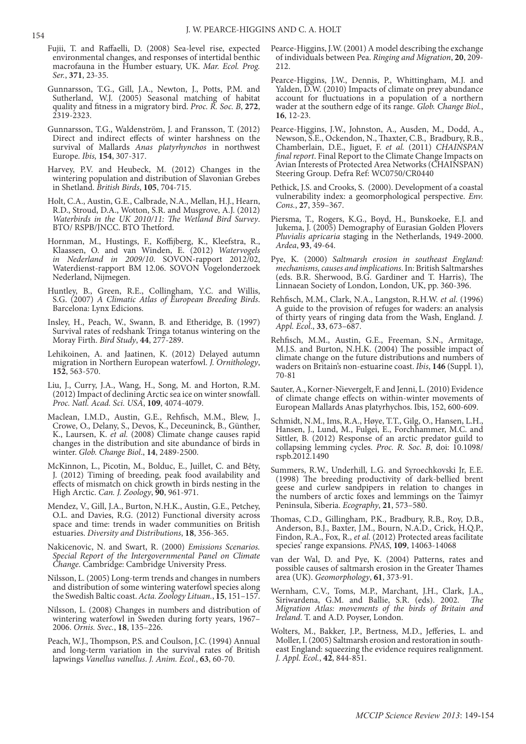Fujii, T. and Raffaelli, D. (2008) Sea-level rise, expected environmental changes, and responses of intertidal benthic macrofauna in the Humber estuary, UK. *Mar. Ecol. Prog. Ser.*, **371**, 23-35.

Gunnarsson, T.G., Gill, J.A., Newton, J., Potts, P.M. and Sutherland, W.J. (2005) Seasonal matching of habitat quality and fitness in a migratory bird. *Proc. R. Soc. B*, **272**, 2319-2323.

Gunnarsson, T.G., Waldenström, J. and Fransson, T. (2012) Direct and indirect effects of winter harshness on the survival of Mallards *Anas platyrhynchos* in northwest Europe. *Ibis,* **154**, 307-317.

Harvey, P.V. and Heubeck, M. (2012) Changes in the wintering population and distribution of Slavonian Grebes in Shetland. *British Birds*, **105**, 704-715.

Holt, C.A., Austin, G.E., Calbrade, N.A., Mellan, H.J., Hearn, R.D., Stroud, D.A., Wotton, S.R. and Musgrove, A.J. (2012) *Waterbirds in the UK 2010/11: The Wetland Bird Survey*. BTO/ RSPB/JNCC. BTO Thetford.

Hornman, M., Hustings, F., Koffijberg, K., Kleefstra, R., Klaassen, O. and van Winden, E. (2012) *Watervogels in Nederland in 2009/10*. SOVON-rapport 2012/02, Waterdienst-rapport BM 12.06. SOVON Vogelonderzoek Nederland, Nijmegen.

Huntley, B., Green, R.E., Collingham, Y.C. and Willis, S.G. (2007) *A Climatic Atlas of European Breeding Birds*. Barcelona: Lynx Edicions.

Insley, H., Peach, W., Swann, B. and Etheridge, B. (1997) Survival rates of redshank Tringa totanus wintering on the Moray Firth. *Bird Study*, **44**, 277-289.

Lehikoinen, A. and Jaatinen, K. (2012) Delayed autumn migration in Northern European waterfowl. *J. Ornithology*, **152**, 563-570.

Liu, J., Curry, J.A., Wang, H., Song, M. and Horton, R.M. (2012) Impact of declining Arctic sea ice on winter snowfall. *Proc. Natl. Acad. Sci. USA*, **109**, 4074-4079.

Maclean, I.M.D., Austin, G.E., Rehfisch, M.M., Blew, J., Crowe, O., Delany, S., Devos, K., Deceuninck, B., Günther, K., Laursen, K. *et al.* (2008) Climate change causes rapid changes in the distribution and site abundance of birds in winter. *Glob. Change Biol*., **14**, 2489-2500.

McKinnon, L., Picotin, M., Bolduc, E., Juillet, C. and Bêty, J. (2012) Timing of breeding, peak food availability and effects of mismatch on chick growth in birds nesting in the High Arctic. *Can. J. Zoology*, **90**, 961-971.

Mendez, V., Gill, J.A., Burton, N.H.K., Austin, G.E., Petchey, O.L. and Davies, R.G. (2012) Functional diversity across space and time: trends in wader communities on British estuaries. *Diversity and Distributions*, **18**, 356-365.

Nakicenovic, N. and Swart, R. (2000) *Emissions Scenarios. Special Report of the Intergovernmental Panel on Climate Change*. Cambridge: Cambridge University Press.

Nilsson, L. (2005) Long-term trends and changes in numbers and distribution of some wintering waterfowl species along the Swedish Baltic coast. *Acta. Zoology Lituan.*, **15**, 151–157.

Nilsson, L. (2008) Changes in numbers and distribution of wintering waterfowl in Sweden during forty years, 1967–2006. *Ornis. Svec.*, **18**, 135–226.

Peach, W.J., Thompson, P.S. and Coulson, J.C. (1994) Annual and long-term variation in the survival rates of British lapwings *Vanellus vanellus*. *J. Anim. Ecol.*, **63**, 60-70.

Pearce-Higgins, J.W. (2001) A model describing the exchange of individuals between Pea. *Ringing and Migration*, **20**, 209-212.

Pearce-Higgins, J.W., Dennis, P., Whittingham, M.J. and Yalden, D.W. (2010) Impacts of climate on prey abundance account for fluctuations in a population of a northern wader at the southern edge of its range. *Glob. Change Biol.*, **16**, 12-23.

Pearce-Higgins, J.W., Johnston, A., Ausden, M., Dodd, A., Newson, S.E., Ockendon, N., Thaxter, C.B., Bradbury, R.B., Chamberlain, D.E., Jiguet, F. *et al.* (2011) *CHAINSPAN final report*. Final Report to the Climate Change Impacts on Avian Interests of Protected Area Networks (CHAINSPAN) Steering Group. Defra Ref: WC0750/CR0440

Pethick, J.S. and Crooks, S. (2000). Development of a coastal vulnerability index: a geomorphological perspective. *Env. Cons.*, **27**, 359–367.

Piersma, T., Rogers, K.G., Boyd, H., Bunskoeke, E.J. and Jukema, J. (2005) Demography of Eurasian Golden Plovers *Pluvialis apricaria* staging in the Netherlands, 1949-2000. *Ardea*, **93**, 49-64.

Pye, K. (2000) *Saltmarsh erosion in southeast England: mechanisms, causes and implications*. In: British Saltmarshes (eds. B.R. Sherwood, B.G. Gardiner and T. Harris), The Linnaean Society of London, London, UK, pp. 360-396.

Rehfisch, M.M., Clark, N.A., Langston, R.H.W. *et al*. (1996) A guide to the provision of refuges for waders: an analysis of thirty years of ringing data from the Wash, England. *J. Appl. Ecol*., **33**, 673–687.

Rehfisch, M.M., Austin, G.E., Freeman, S.N., Armitage, M.J.S. and Burton, N.H.K. (2004) The possible impact of climate change on the future distributions and numbers of waders on Britain's non-estuarine coast. *Ibis*, **146** (Suppl. 1), 70-81

Sauter, A., Korner-Nievergelt, F. and Jenni, L. (2010) Evidence of climate change effects on within-winter movements of European Mallards Anas platyrhychos. Ibis, 152, 600-609.

Schmidt, N.M., Ims, R.A., Høye, T.T., Gilg, O., Hansen, L.H., Hansen, J., Lund, M., Fulgei, E., Forchhammer, M.C. and Sittler, B. (2012) Response of an arctic predator guild to collapsing lemming cycles. *Proc. R. Soc. B*, doi: 10.1098/rspb.2012.1490

Summers, R.W., Underhill, L.G. and Syroechkovski Jr, E.E. (1998) The breeding productivity of dark-bellied brent geese and curlew sandpipers in relation to changes in the numbers of arctic foxes and lemmings on the Taimyr Peninsula, Siberia. *Ecography*, **21**, 573–580.

Thomas, C.D., Gillingham, P.K., Bradbury, R.B., Roy, D.B., Anderson, B.J., Baxter, J.M., Bourn, N.A.D., Crick, H.Q.P., Findon, R.A., Fox, R., *et al.* (2012) Protected areas facilitate species' range expansions. *PNAS*, **109**, 14063-14068

van der Wal, D. and Pye, K. (2004) Patterns, rates and possible causes of saltmarsh erosion in the Greater Thames area (UK). *Geomorphology*, **61**, 373-91.

Wernham, C.V., Toms, M.P., Marchant, J.H., Clark, J.A., Siriwardena, G.M. and Ballie, S.R. (eds). 2002. *The Migration Atlas: movements of the birds of Britain and Ireland*. T. and A.D. Poyser, London.

Wolters, M., Bakker, J.P., Bertness, M.D., Jefferies, L. and Moller, I. (2005) Saltmarsh erosion and restoration in southeast England: squeezing the evidence requires realignment. *J. Appl. Ecol.*, **42**, 844-851.